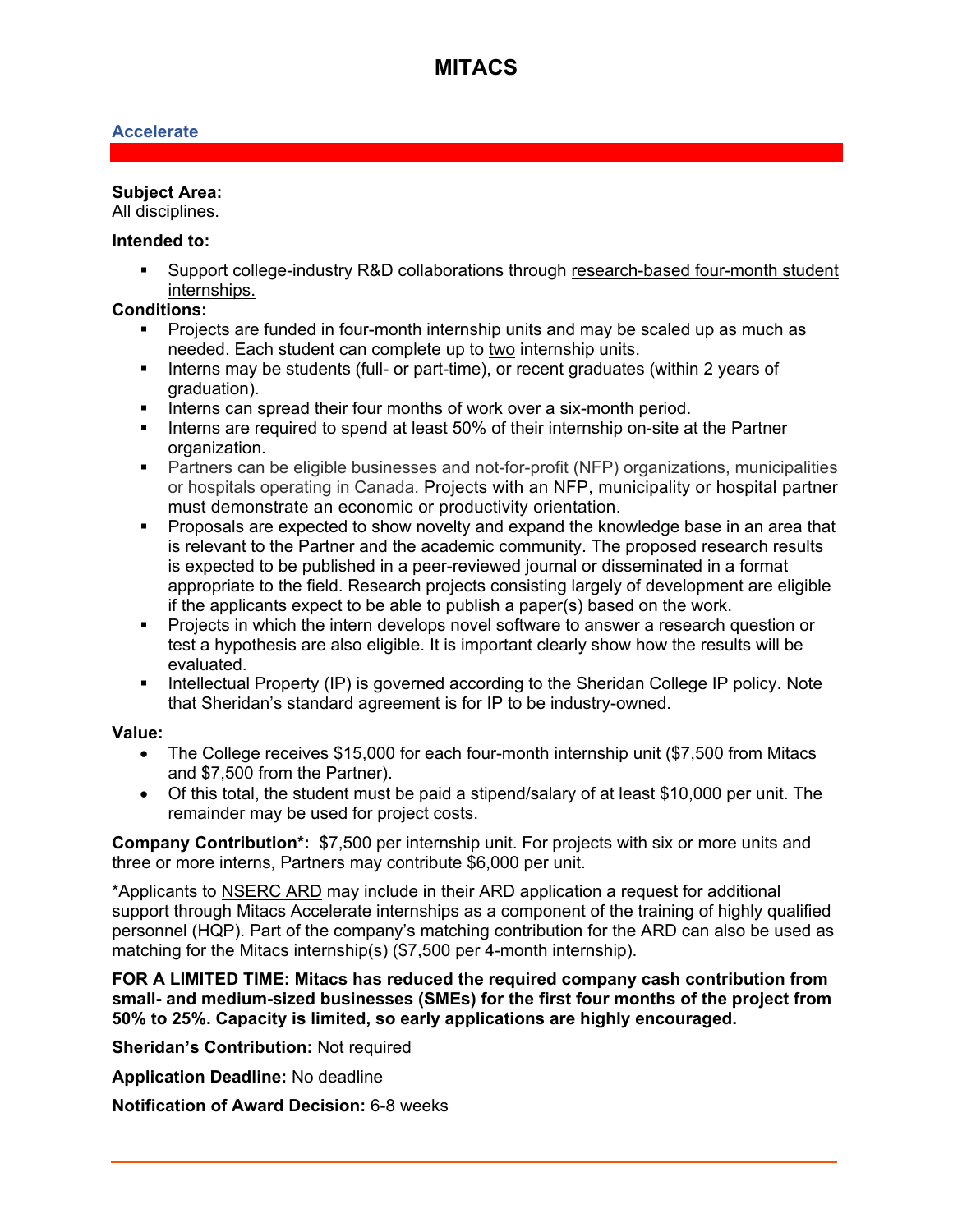# MITACS

## Accelerate

**Subject Area:**
All disciplines.

**Intended to:**

- Support college-industry R&D collaborations through research-based four-month student internships.

**Conditions:**

- Projects are funded in four-month internship units and may be scaled up as much as needed. Each student can complete up to two internship units.
- Interns may be students (full- or part-time), or recent graduates (within 2 years of graduation).
- Interns can spread their four months of work over a six-month period.
- Interns are required to spend at least 50% of their internship on-site at the Partner organization.
- Partners can be eligible businesses and not-for-profit (NFP) organizations, municipalities or hospitals operating in Canada. Projects with an NFP, municipality or hospital partner must demonstrate an economic or productivity orientation.
- Proposals are expected to show novelty and expand the knowledge base in an area that is relevant to the Partner and the academic community. The proposed research results is expected to be published in a peer-reviewed journal or disseminated in a format appropriate to the field. Research projects consisting largely of development are eligible if the applicants expect to be able to publish a paper(s) based on the work.
- Projects in which the intern develops novel software to answer a research question or test a hypothesis are also eligible. It is important clearly show how the results will be evaluated.
- Intellectual Property (IP) is governed according to the Sheridan College IP policy. Note that Sheridan's standard agreement is for IP to be industry-owned.

**Value:**

- The College receives $15,000 for each four-month internship unit ($7,500 from Mitacs and $7,500 from the Partner).
- Of this total, the student must be paid a stipend/salary of at least $10,000 per unit. The remainder may be used for project costs.

**Company Contribution*:** $7,500 per internship unit. For projects with six or more units and three or more interns, Partners may contribute $6,000 per unit.

*Applicants to NSERC ARD may include in their ARD application a request for additional support through Mitacs Accelerate internships as a component of the training of highly qualified personnel (HQP). Part of the company's matching contribution for the ARD can also be used as matching for the Mitacs internship(s) ($7,500 per 4-month internship).

**FOR A LIMITED TIME: Mitacs has reduced the required company cash contribution from small- and medium-sized businesses (SMEs) for the first four months of the project from 50% to 25%. Capacity is limited, so early applications are highly encouraged.**

**Sheridan's Contribution:** Not required

**Application Deadline:** No deadline

**Notification of Award Decision:** 6-8 weeks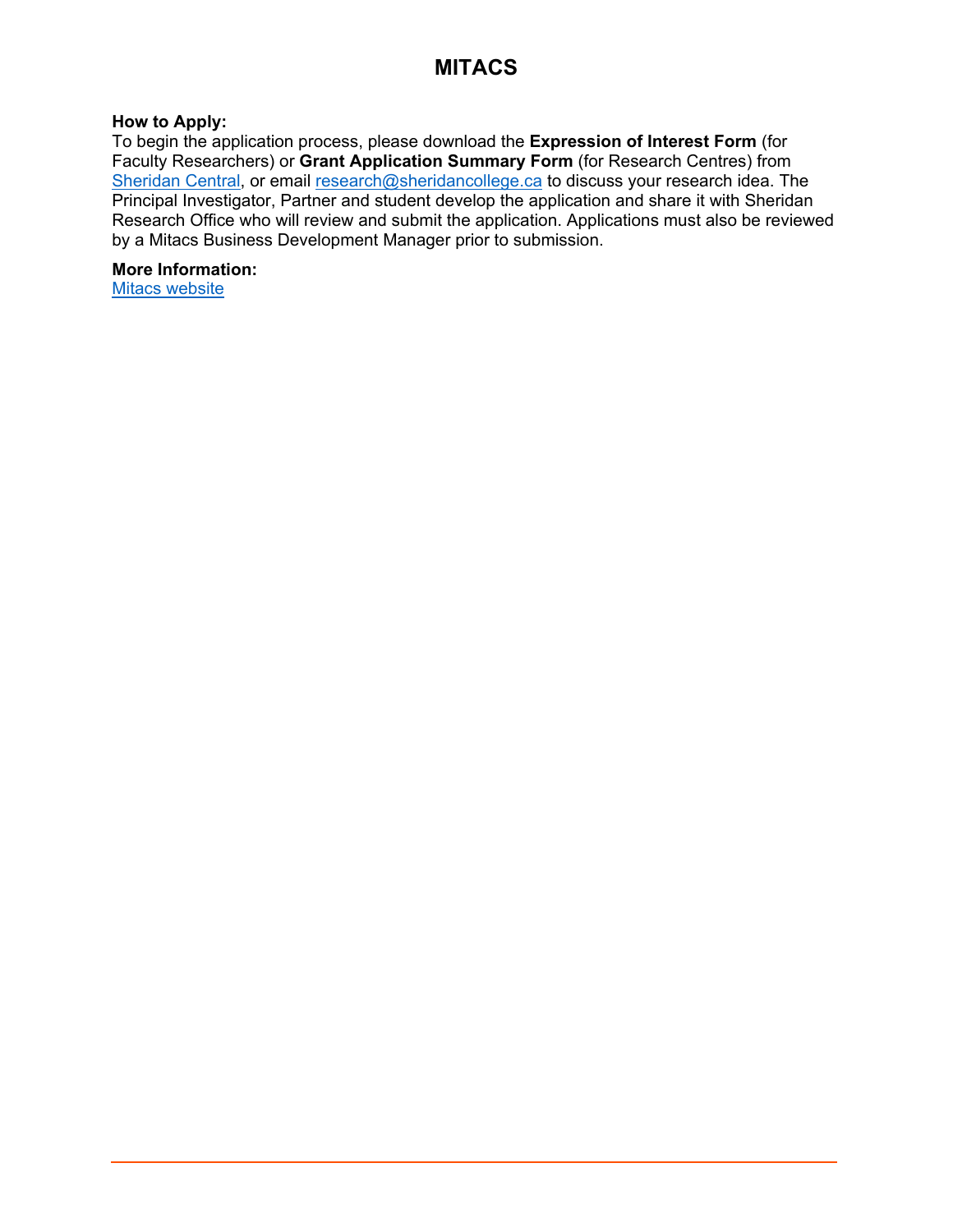# MITACS

**How to Apply:**
To begin the application process, please download the **Expression of Interest Form** (for Faculty Researchers) or **Grant Application Summary Form** (for Research Centres) from [Sheridan Central](), or email [research@sheridancollege.ca](mailto:research@sheridancollege.ca) to discuss your research idea. The Principal Investigator, Partner and student develop the application and share it with Sheridan Research Office who will review and submit the application. Applications must also be reviewed by a Mitacs Business Development Manager prior to submission.

**More Information:**
[Mitacs website]()